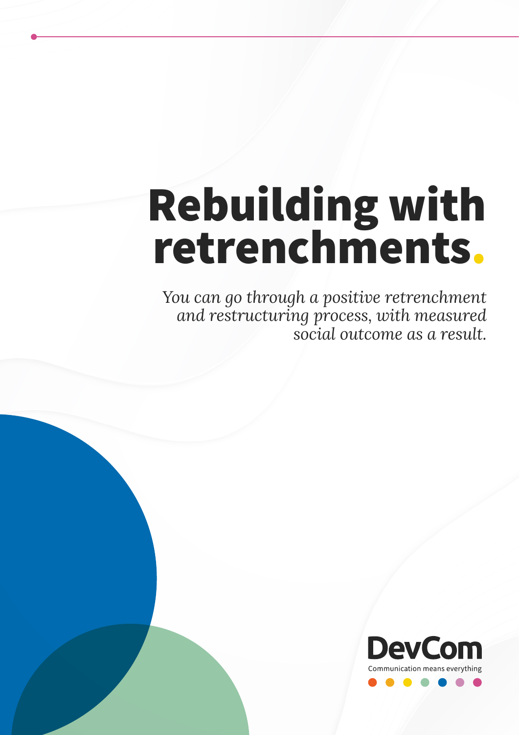# Rebuilding with retrenchments.

*You can go through a positive retrenchment and restructuring process, with measured social outcome as a result.*

DevCom

Communication means everything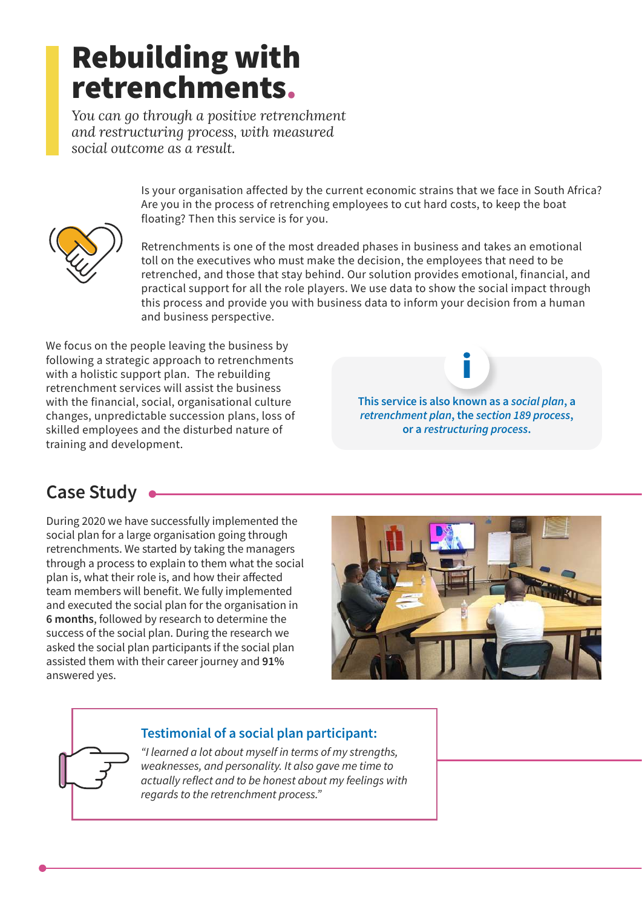# Rebuilding with retrenchments.

*You can go through a positive retrenchment and restructuring process, with measured social outcome as a result.*

Is your organisation affected by the current economic strains that we face in South Africa? Are you in the process of retrenching employees to cut hard costs, to keep the boat floating? Then this service is for you.

Retrenchments is one of the most dreaded phases in business and takes an emotional toll on the executives who must make the decision, the employees that need to be retrenched, and those that stay behind. Our solution provides emotional, financial, and practical support for all the role players. We use data to show the social impact through this process and provide you with business data to inform your decision from a human and business perspective.

We focus on the people leaving the business by following a strategic approach to retrenchments with a holistic support plan. The rebuilding retrenchment services will assist the business with the financial, social, organisational culture changes, unpredictable succession plans, loss of skilled employees and the disturbed nature of training and development.

**This service is also known as a *social plan*, a *retrenchment plan*, the *section 189 process*, or a *restructuring process*.**

## Case Study

During 2020 we have successfully implemented the social plan for a large organisation going through retrenchments. We started by taking the managers through a process to explain to them what the social plan is, what their role is, and how their affected team members will benefit. We fully implemented and executed the social plan for the organisation in **6 months**, followed by research to determine the success of the social plan. During the research we asked the social plan participants if the social plan assisted them with their career journey and **91%** answered yes.

### Testimonial of a social plan participant:

*"I learned a lot about myself in terms of my strengths, weaknesses, and personality. It also gave me time to actually reflect and to be honest about my feelings with regards to the retrenchment process."*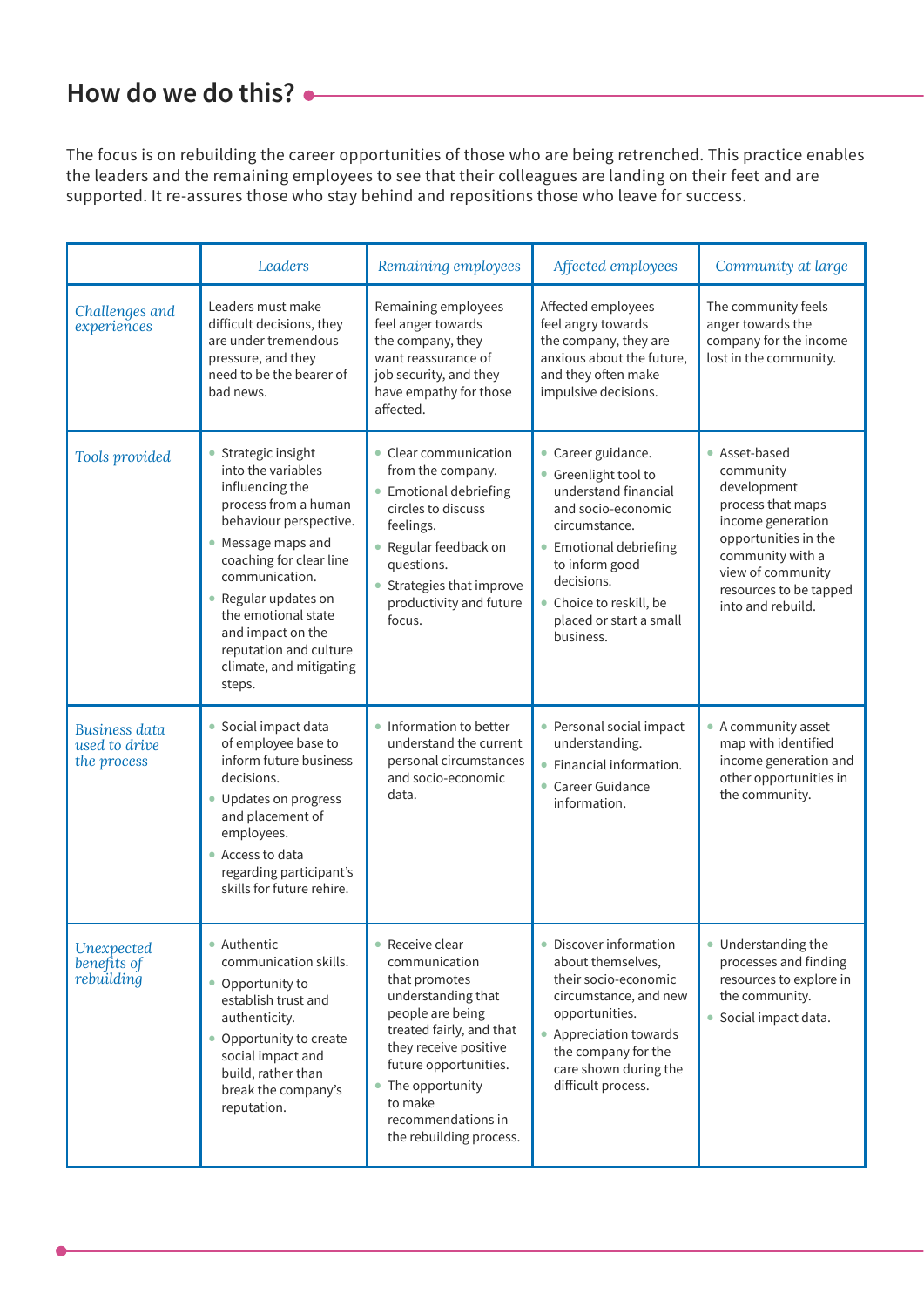## How do we do this?

The focus is on rebuilding the career opportunities of those who are being retrenched. This practice enables the leaders and the remaining employees to see that their colleagues are landing on their feet and are supported. It re-assures those who stay behind and repositions those who leave for success.

| | *Leaders* | *Remaining employees* | *Affected employees* | *Community at large* |
|---|---|---|---|---|
| *Challenges and experiences* | Leaders must make difficult decisions, they are under tremendous pressure, and they need to be the bearer of bad news. | Remaining employees feel anger towards the company, they want reassurance of job security, and they have empathy for those affected. | Affected employees feel angry towards the company, they are anxious about the future, and they often make impulsive decisions. | The community feels anger towards the company for the income lost in the community. |
| *Tools provided* | • Strategic insight into the variables influencing the process from a human behaviour perspective.<br>• Message maps and coaching for clear line communication.<br>• Regular updates on the emotional state and impact on the reputation and culture climate, and mitigating steps. | • Clear communication from the company.<br>• Emotional debriefing circles to discuss feelings.<br>• Regular feedback on questions.<br>• Strategies that improve productivity and future focus. | • Career guidance.<br>• Greenlight tool to understand financial and socio-economic circumstance.<br>• Emotional debriefing to inform good decisions.<br>• Choice to reskill, be placed or start a small business. | • Asset-based community development process that maps income generation opportunities in the community with a view of community resources to be tapped into and rebuild. |
| *Business data used to drive the process* | • Social impact data of employee base to inform future business decisions.<br>• Updates on progress and placement of employees.<br>• Access to data regarding participant's skills for future rehire. | • Information to better understand the current personal circumstances and socio-economic data. | • Personal social impact understanding.<br>• Financial information.<br>• Career Guidance information. | • A community asset map with identified income generation and other opportunities in the community. |
| *Unexpected benefits of rebuilding* | • Authentic communication skills.<br>• Opportunity to establish trust and authenticity.<br>• Opportunity to create social impact and build, rather than break the company's reputation. | • Receive clear communication that promotes understanding that people are being treated fairly, and that they receive positive future opportunities.<br>• The opportunity to make recommendations in the rebuilding process. | • Discover information about themselves, their socio-economic circumstance, and new opportunities.<br>• Appreciation towards the company for the care shown during the difficult process. | • Understanding the processes and finding resources to explore in the community.<br>• Social impact data. |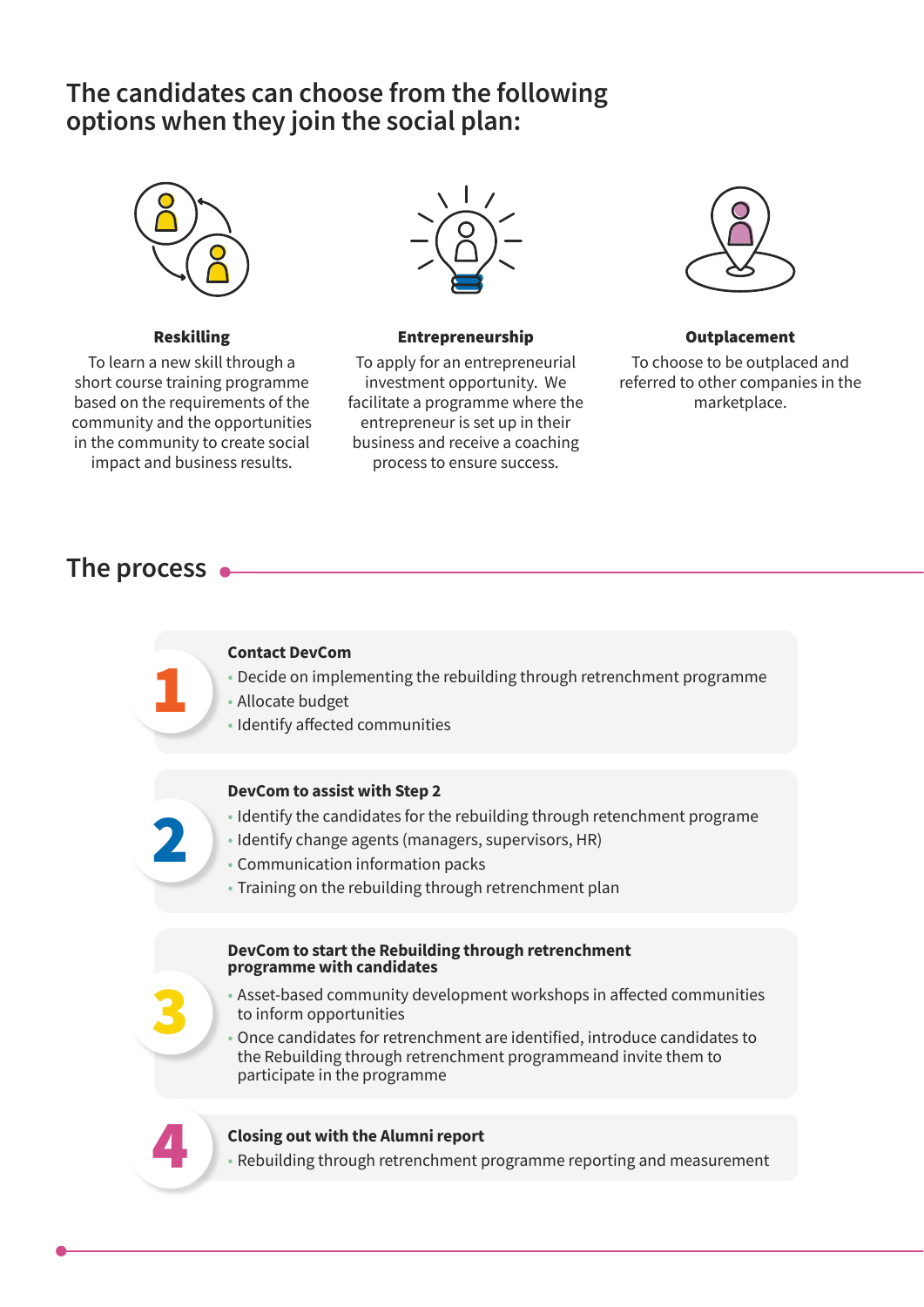## The candidates can choose from the following options when they join the social plan:

**Reskilling**

To learn a new skill through a short course training programme based on the requirements of the community and the opportunities in the community to create social impact and business results.

**Entrepreneurship**

To apply for an entrepreneurial investment opportunity. We facilitate a programme where the entrepreneur is set up in their business and receive a coaching process to ensure success.

**Outplacement**

To choose to be outplaced and referred to other companies in the marketplace.

## The process

**1**

**Contact DevCom**

- Decide on implementing the rebuilding through retrenchment programme
- Allocate budget
- Identify affected communities

**2**

**DevCom to assist with Step 2**

- Identify the candidates for the rebuilding through retenchment programe
- Identify change agents (managers, supervisors, HR)
- Communication information packs
- Training on the rebuilding through retrenchment plan

**3**

**DevCom to start the Rebuilding through retrenchment programme with candidates**

- Asset-based community development workshops in affected communities to inform opportunities
- Once candidates for retrenchment are identified, introduce candidates to the Rebuilding through retrenchment programmeand invite them to participate in the programme

**4**

**Closing out with the Alumni report**

- Rebuilding through retrenchment programme reporting and measurement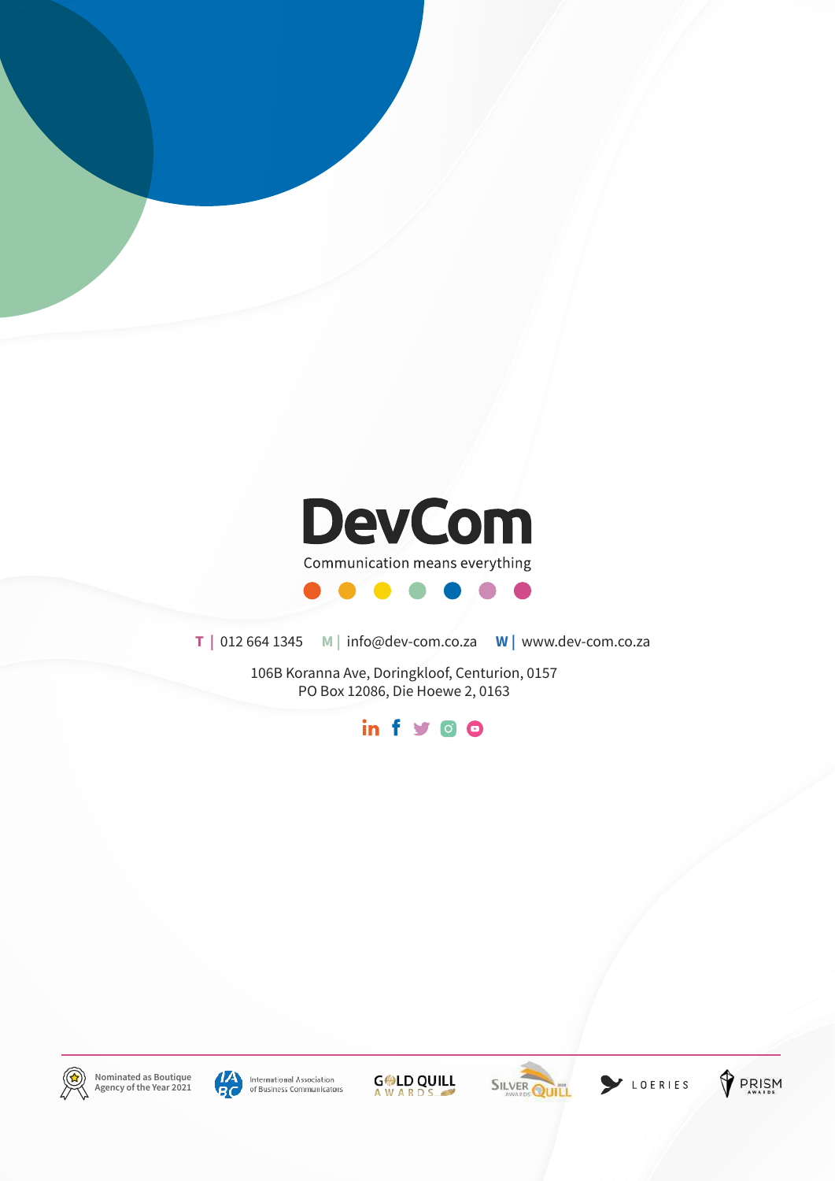# DevCom

Communication means everything

**T** | 012 664 1345 **M** | info@dev-com.co.za **W** | www.dev-com.co.za

106B Koranna Ave, Doringkloof, Centurion, 0157
PO Box 12086, Die Hoewe 2, 0163

Nominated as Boutique Agency of the Year 2021

International Association of Business Communicators

GOLD QUILL AWARDS

SILVER QUILL AWARDS

LOERIES

PRISM AWARDS